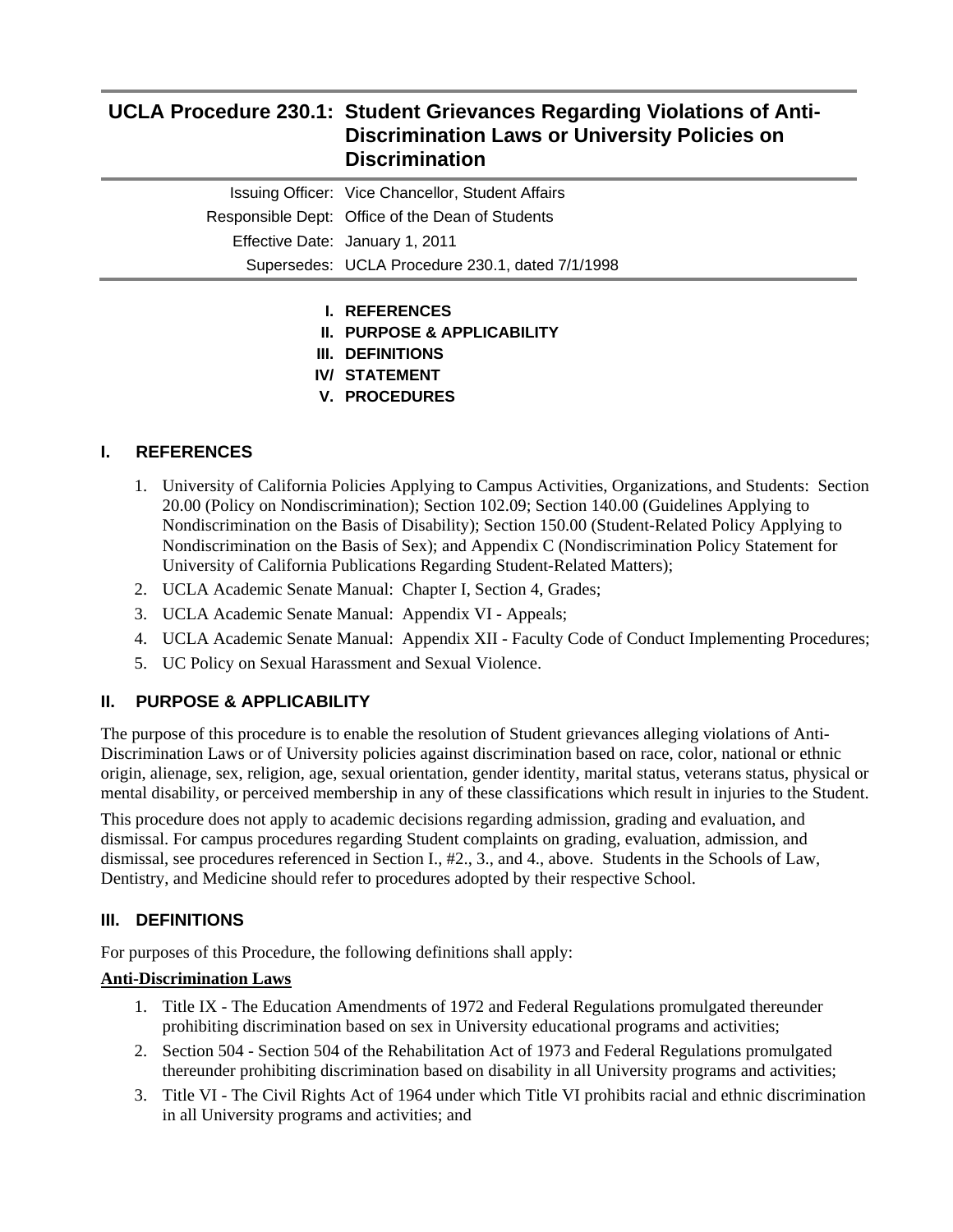# UCLA Procedure 230.1: Student Grievances Regarding Violations of Anti-Discrimination Laws or University Policies on Discrimination

Issuing Officer: Vice Chancellor, Student Affairs
Responsible Dept: Office of the Dean of Students
Effective Date: January 1, 2011
Supersedes: UCLA Procedure 230.1, dated 7/1/1998

- **I. REFERENCES**
- **II. PURPOSE & APPLICABILITY**
- **III. DEFINITIONS**
- **IV/ STATEMENT**
- **V. PROCEDURES**

## I. REFERENCES

1. University of California Policies Applying to Campus Activities, Organizations, and Students: Section 20.00 (Policy on Nondiscrimination); Section 102.09; Section 140.00 (Guidelines Applying to Nondiscrimination on the Basis of Disability); Section 150.00 (Student-Related Policy Applying to Nondiscrimination on the Basis of Sex); and Appendix C (Nondiscrimination Policy Statement for University of California Publications Regarding Student-Related Matters);
2. UCLA Academic Senate Manual: Chapter I, Section 4, Grades;
3. UCLA Academic Senate Manual: Appendix VI - Appeals;
4. UCLA Academic Senate Manual: Appendix XII - Faculty Code of Conduct Implementing Procedures;
5. UC Policy on Sexual Harassment and Sexual Violence.

## II. PURPOSE & APPLICABILITY

The purpose of this procedure is to enable the resolution of Student grievances alleging violations of Anti-Discrimination Laws or of University policies against discrimination based on race, color, national or ethnic origin, alienage, sex, religion, age, sexual orientation, gender identity, marital status, veterans status, physical or mental disability, or perceived membership in any of these classifications which result in injuries to the Student.

This procedure does not apply to academic decisions regarding admission, grading and evaluation, and dismissal. For campus procedures regarding Student complaints on grading, evaluation, admission, and dismissal, see procedures referenced in Section I., #2., 3., and 4., above. Students in the Schools of Law, Dentistry, and Medicine should refer to procedures adopted by their respective School.

## III. DEFINITIONS

For purposes of this Procedure, the following definitions shall apply:

**Anti-Discrimination Laws**

1. Title IX - The Education Amendments of 1972 and Federal Regulations promulgated thereunder prohibiting discrimination based on sex in University educational programs and activities;
2. Section 504 - Section 504 of the Rehabilitation Act of 1973 and Federal Regulations promulgated thereunder prohibiting discrimination based on disability in all University programs and activities;
3. Title VI - The Civil Rights Act of 1964 under which Title VI prohibits racial and ethnic discrimination in all University programs and activities; and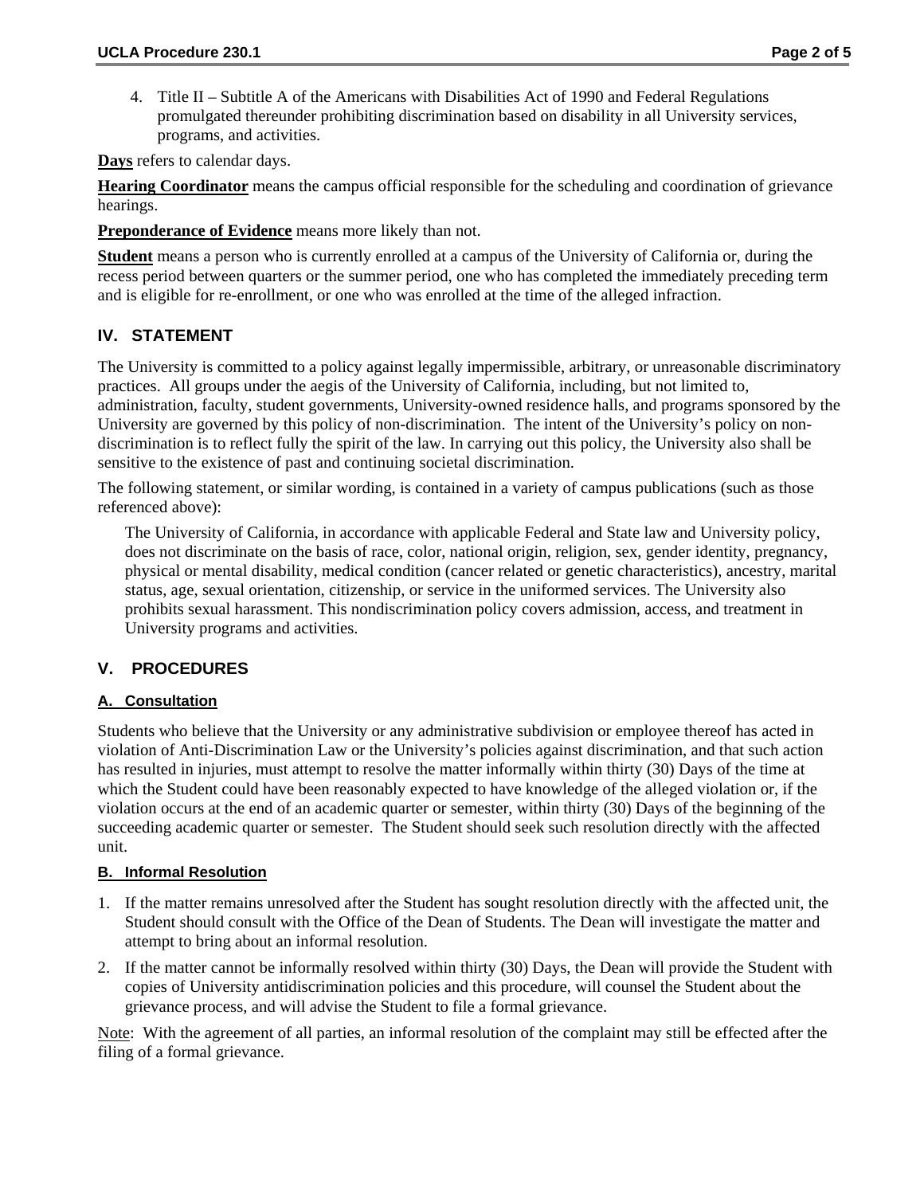4. Title II – Subtitle A of the Americans with Disabilities Act of 1990 and Federal Regulations promulgated thereunder prohibiting discrimination based on disability in all University services, programs, and activities.

**Days** refers to calendar days.

**Hearing Coordinator** means the campus official responsible for the scheduling and coordination of grievance hearings.

**Preponderance of Evidence** means more likely than not.

**Student** means a person who is currently enrolled at a campus of the University of California or, during the recess period between quarters or the summer period, one who has completed the immediately preceding term and is eligible for re-enrollment, or one who was enrolled at the time of the alleged infraction.

## IV. STATEMENT

The University is committed to a policy against legally impermissible, arbitrary, or unreasonable discriminatory practices. All groups under the aegis of the University of California, including, but not limited to, administration, faculty, student governments, University-owned residence halls, and programs sponsored by the University are governed by this policy of non-discrimination. The intent of the University's policy on non-discrimination is to reflect fully the spirit of the law. In carrying out this policy, the University also shall be sensitive to the existence of past and continuing societal discrimination.

The following statement, or similar wording, is contained in a variety of campus publications (such as those referenced above):

> The University of California, in accordance with applicable Federal and State law and University policy, does not discriminate on the basis of race, color, national origin, religion, sex, gender identity, pregnancy, physical or mental disability, medical condition (cancer related or genetic characteristics), ancestry, marital status, age, sexual orientation, citizenship, or service in the uniformed services. The University also prohibits sexual harassment. This nondiscrimination policy covers admission, access, and treatment in University programs and activities.

## V. PROCEDURES

### A. Consultation

Students who believe that the University or any administrative subdivision or employee thereof has acted in violation of Anti-Discrimination Law or the University's policies against discrimination, and that such action has resulted in injuries, must attempt to resolve the matter informally within thirty (30) Days of the time at which the Student could have been reasonably expected to have knowledge of the alleged violation or, if the violation occurs at the end of an academic quarter or semester, within thirty (30) Days of the beginning of the succeeding academic quarter or semester. The Student should seek such resolution directly with the affected unit.

### B. Informal Resolution

1. If the matter remains unresolved after the Student has sought resolution directly with the affected unit, the Student should consult with the Office of the Dean of Students. The Dean will investigate the matter and attempt to bring about an informal resolution.
2. If the matter cannot be informally resolved within thirty (30) Days, the Dean will provide the Student with copies of University antidiscrimination policies and this procedure, will counsel the Student about the grievance process, and will advise the Student to file a formal grievance.

Note: With the agreement of all parties, an informal resolution of the complaint may still be effected after the filing of a formal grievance.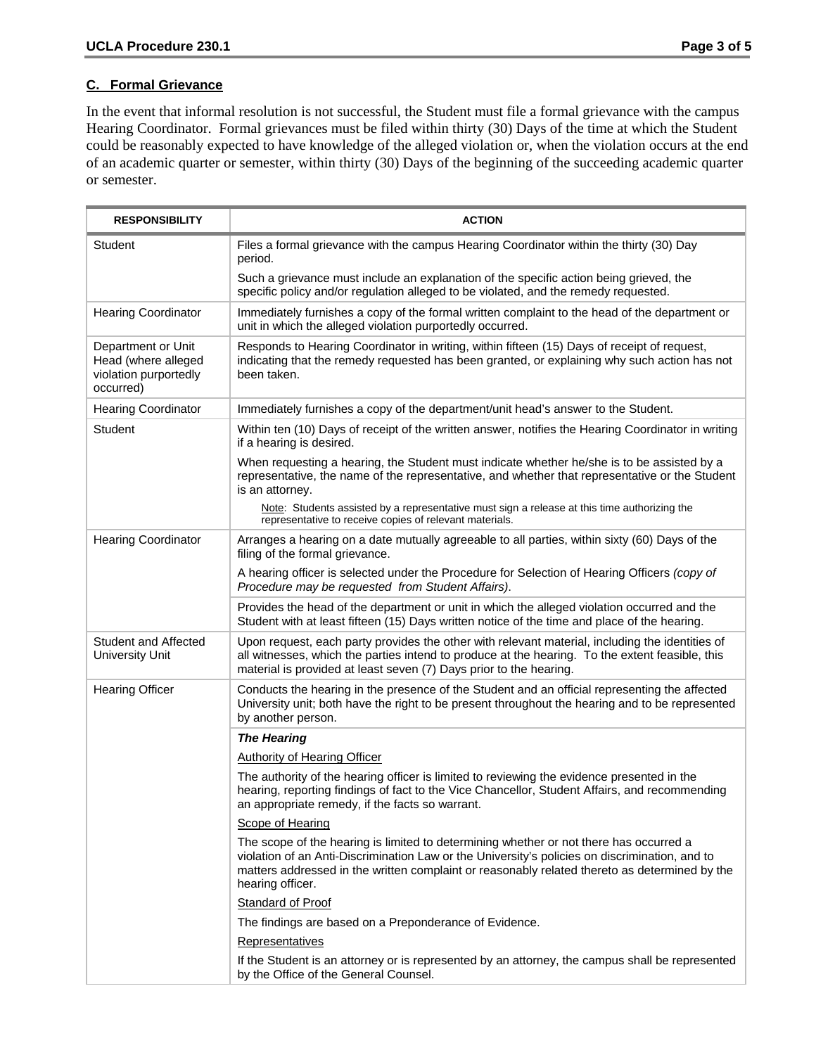## C. Formal Grievance

In the event that informal resolution is not successful, the Student must file a formal grievance with the campus Hearing Coordinator. Formal grievances must be filed within thirty (30) Days of the time at which the Student could be reasonably expected to have knowledge of the alleged violation or, when the violation occurs at the end of an academic quarter or semester, within thirty (30) Days of the beginning of the succeeding academic quarter or semester.

| RESPONSIBILITY | ACTION |
|---|---|
| Student | Files a formal grievance with the campus Hearing Coordinator within the thirty (30) Day period.<br>Such a grievance must include an explanation of the specific action being grieved, the specific policy and/or regulation alleged to be violated, and the remedy requested. |
| Hearing Coordinator | Immediately furnishes a copy of the formal written complaint to the head of the department or unit in which the alleged violation purportedly occurred. |
| Department or Unit Head (where alleged violation purportedly occurred) | Responds to Hearing Coordinator in writing, within fifteen (15) Days of receipt of request, indicating that the remedy requested has been granted, or explaining why such action has not been taken. |
| Hearing Coordinator | Immediately furnishes a copy of the department/unit head's answer to the Student. |
| Student | Within ten (10) Days of receipt of the written answer, notifies the Hearing Coordinator in writing if a hearing is desired.<br>When requesting a hearing, the Student must indicate whether he/she is to be assisted by a representative, the name of the representative, and whether that representative or the Student is an attorney.<br>Note: Students assisted by a representative must sign a release at this time authorizing the representative to receive copies of relevant materials. |
| Hearing Coordinator | Arranges a hearing on a date mutually agreeable to all parties, within sixty (60) Days of the filing of the formal grievance.<br>A hearing officer is selected under the Procedure for Selection of Hearing Officers *(copy of Procedure may be requested from Student Affairs)*.<br>Provides the head of the department or unit in which the alleged violation occurred and the Student with at least fifteen (15) Days written notice of the time and place of the hearing. |
| Student and Affected University Unit | Upon request, each party provides the other with relevant material, including the identities of all witnesses, which the parties intend to produce at the hearing. To the extent feasible, this material is provided at least seven (7) Days prior to the hearing. |
| Hearing Officer | Conducts the hearing in the presence of the Student and an official representing the affected University unit; both have the right to be present throughout the hearing and to be represented by another person.<br>***The Hearing***<br>Authority of Hearing Officer<br>The authority of the hearing officer is limited to reviewing the evidence presented in the hearing, reporting findings of fact to the Vice Chancellor, Student Affairs, and recommending an appropriate remedy, if the facts so warrant.<br>Scope of Hearing<br>The scope of the hearing is limited to determining whether or not there has occurred a violation of an Anti-Discrimination Law or the University's policies on discrimination, and to matters addressed in the written complaint or reasonably related thereto as determined by the hearing officer.<br>Standard of Proof<br>The findings are based on a Preponderance of Evidence.<br>Representatives<br>If the Student is an attorney or is represented by an attorney, the campus shall be represented by the Office of the General Counsel. |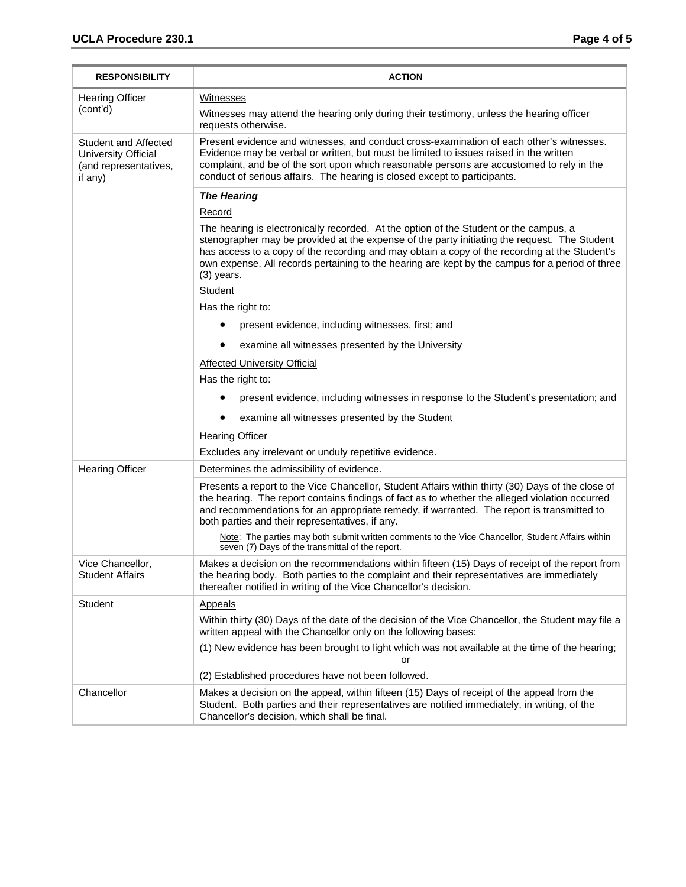| RESPONSIBILITY | ACTION |
|---|---|
| Hearing Officer (cont'd) | Witnesses<br><br>Witnesses may attend the hearing only during their testimony, unless the hearing officer requests otherwise. |
| Student and Affected University Official (and representatives, if any) | Present evidence and witnesses, and conduct cross-examination of each other's witnesses. Evidence may be verbal or written, but must be limited to issues raised in the written complaint, and be of the sort upon which reasonable persons are accustomed to rely in the conduct of serious affairs. The hearing is closed except to participants. |
| | ***The Hearing***<br><br>Record<br><br>The hearing is electronically recorded. At the option of the Student or the campus, a stenographer may be provided at the expense of the party initiating the request. The Student has access to a copy of the recording and may obtain a copy of the recording at the Student's own expense. All records pertaining to the hearing are kept by the campus for a period of three (3) years.<br><br>Student<br><br>Has the right to:<br><br>• present evidence, including witnesses, first; and<br><br>• examine all witnesses presented by the University<br><br>Affected University Official<br><br>Has the right to:<br><br>• present evidence, including witnesses in response to the Student's presentation; and<br><br>• examine all witnesses presented by the Student<br><br>Hearing Officer<br><br>Excludes any irrelevant or unduly repetitive evidence. |
| Hearing Officer | Determines the admissibility of evidence. |
| | Presents a report to the Vice Chancellor, Student Affairs within thirty (30) Days of the close of the hearing. The report contains findings of fact as to whether the alleged violation occurred and recommendations for an appropriate remedy, if warranted. The report is transmitted to both parties and their representatives, if any.<br><br>Note: The parties may both submit written comments to the Vice Chancellor, Student Affairs within seven (7) Days of the transmittal of the report. |
| Vice Chancellor, Student Affairs | Makes a decision on the recommendations within fifteen (15) Days of receipt of the report from the hearing body. Both parties to the complaint and their representatives are immediately thereafter notified in writing of the Vice Chancellor's decision. |
| Student | Appeals<br><br>Within thirty (30) Days of the date of the decision of the Vice Chancellor, the Student may file a written appeal with the Chancellor only on the following bases:<br><br>(1) New evidence has been brought to light which was not available at the time of the hearing; or<br><br>(2) Established procedures have not been followed. |
| Chancellor | Makes a decision on the appeal, within fifteen (15) Days of receipt of the appeal from the Student. Both parties and their representatives are notified immediately, in writing, of the Chancellor's decision, which shall be final. |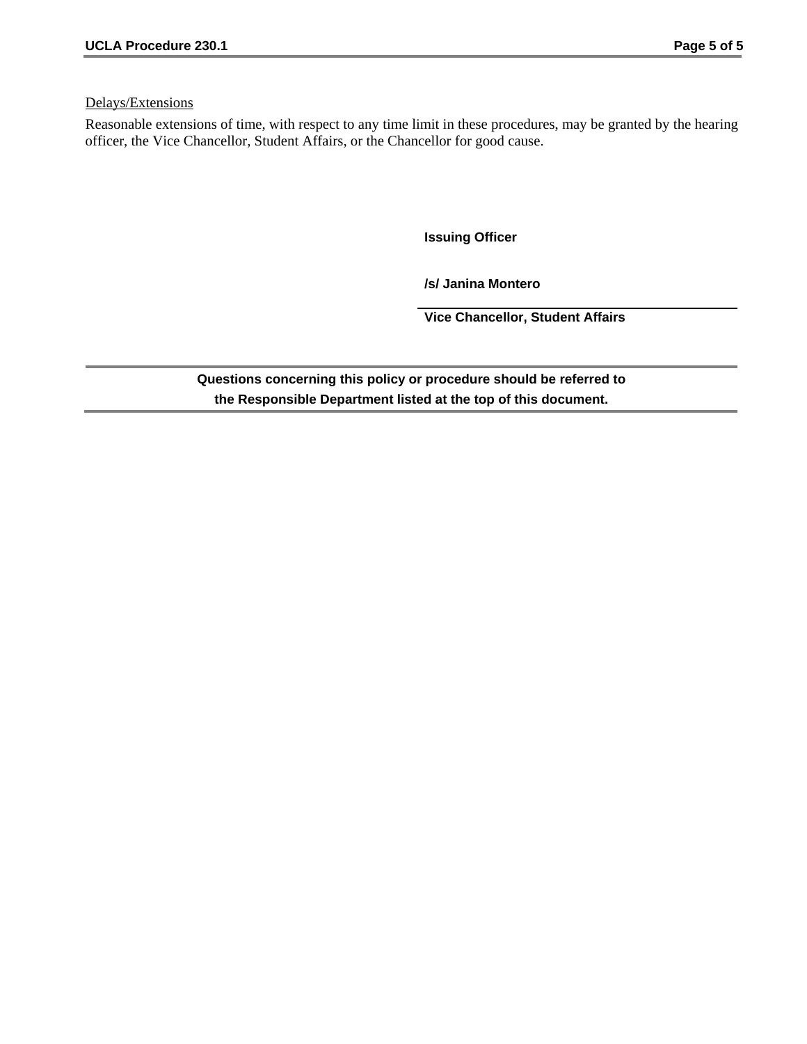<u>Delays/Extensions</u>

Reasonable extensions of time, with respect to any time limit in these procedures, may be granted by the hearing officer, the Vice Chancellor, Student Affairs, or the Chancellor for good cause.

**Issuing Officer**

**/s/ Janina Montero**

**Vice Chancellor, Student Affairs**

---

**Questions concerning this policy or procedure should be referred to the Responsible Department listed at the top of this document.**